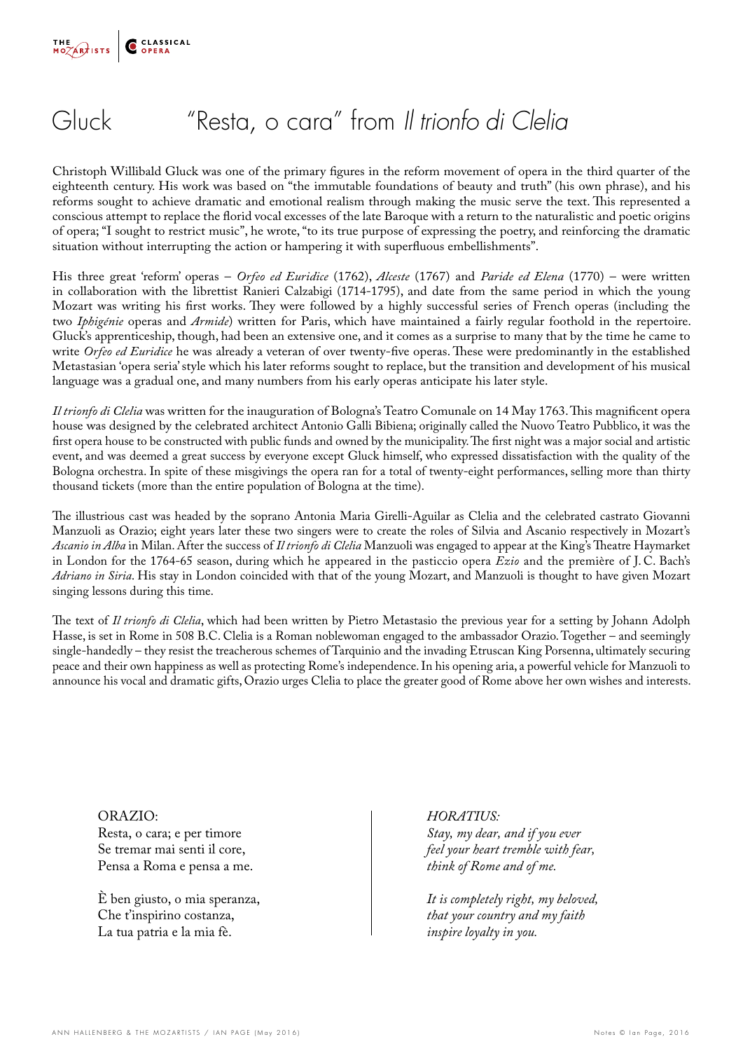# Gluck "Resta, o cara" from *Il trionfo di Clelia*

Christoph Willibald Gluck was one of the primary figures in the reform movement of opera in the third quarter of the eighteenth century. His work was based on "the immutable foundations of beauty and truth" (his own phrase), and his reforms sought to achieve dramatic and emotional realism through making the music serve the text. This represented a conscious attempt to replace the florid vocal excesses of the late Baroque with a return to the naturalistic and poetic origins of opera; "I sought to restrict music", he wrote, "to its true purpose of expressing the poetry, and reinforcing the dramatic situation without interrupting the action or hampering it with superfluous embellishments".

His three great 'reform' operas – *Orfeo ed Euridice* (1762), *Alceste* (1767) and *Paride ed Elena* (1770) – were written in collaboration with the librettist Ranieri Calzabigi (1714-1795), and date from the same period in which the young Mozart was writing his first works. They were followed by a highly successful series of French operas (including the two *Iphigénie* operas and *Armide*) written for Paris, which have maintained a fairly regular foothold in the repertoire. Gluck's apprenticeship, though, had been an extensive one, and it comes as a surprise to many that by the time he came to write *Orfeo ed Euridice* he was already a veteran of over twenty-five operas. These were predominantly in the established Metastasian 'opera seria' style which his later reforms sought to replace, but the transition and development of his musical language was a gradual one, and many numbers from his early operas anticipate his later style.

*Il trionfo di Clelia* was written for the inauguration of Bologna's Teatro Comunale on 14 May 1763. This magnificent opera house was designed by the celebrated architect Antonio Galli Bibiena; originally called the Nuovo Teatro Pubblico, it was the first opera house to be constructed with public funds and owned by the municipality. The first night was a major social and artistic event, and was deemed a great success by everyone except Gluck himself, who expressed dissatisfaction with the quality of the Bologna orchestra. In spite of these misgivings the opera ran for a total of twenty-eight performances, selling more than thirty thousand tickets (more than the entire population of Bologna at the time).

The illustrious cast was headed by the soprano Antonia Maria Girelli-Aguilar as Clelia and the celebrated castrato Giovanni Manzuoli as Orazio; eight years later these two singers were to create the roles of Silvia and Ascanio respectively in Mozart's *Ascanio in Alba* in Milan. After the success of *Il trionfo di Clelia* Manzuoli was engaged to appear at the King's Theatre Haymarket in London for the 1764-65 season, during which he appeared in the pasticcio opera *Ezio* and the première of J. C. Bach's *Adriano in Siria*. His stay in London coincided with that of the young Mozart, and Manzuoli is thought to have given Mozart singing lessons during this time.

The text of *Il trionfo di Clelia*, which had been written by Pietro Metastasio the previous year for a setting by Johann Adolph Hasse, is set in Rome in 508 B.C. Clelia is a Roman noblewoman engaged to the ambassador Orazio. Together – and seemingly single-handedly – they resist the treacherous schemes of Tarquinio and the invading Etruscan King Porsenna, ultimately securing peace and their own happiness as well as protecting Rome's independence. In his opening aria, a powerful vehicle for Manzuoli to announce his vocal and dramatic gifts, Orazio urges Clelia to place the greater good of Rome above her own wishes and interests.

ORAZIO:
Resta, o cara; e per timore
Se tremar mai senti il core,
Pensa a Roma e pensa a me.

È ben giusto, o mia speranza,
Che t'inspirino costanza,
La tua patria e la mia fè.

*HORATIUS:*
*Stay, my dear, and if you ever*
*feel your heart tremble with fear,*
*think of Rome and of me.*

*It is completely right, my beloved,*
*that your country and my faith*
*inspire loyalty in you.*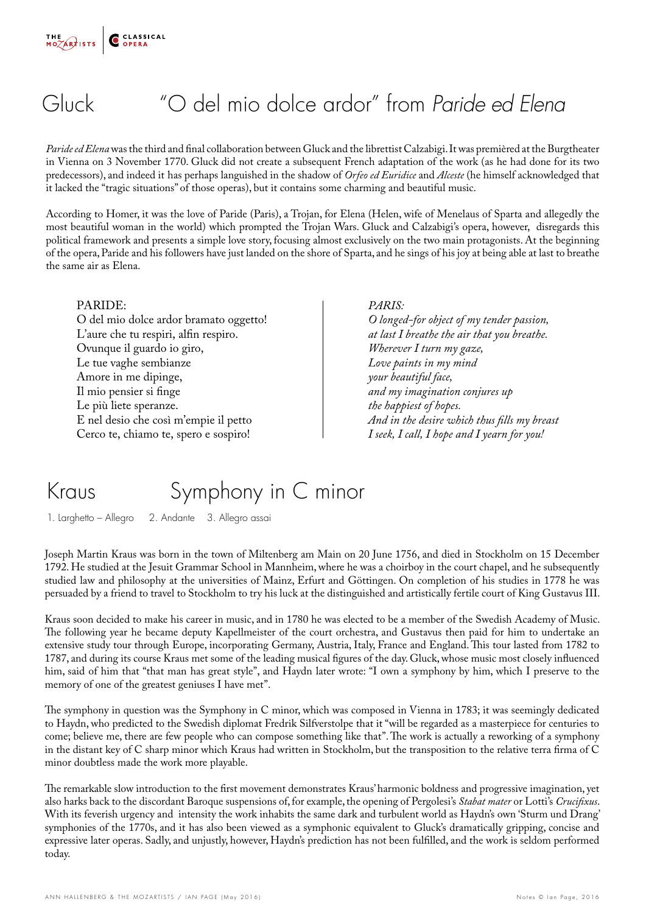# Gluck "O del mio dolce ardor" from *Paride ed Elena*

*Paride ed Elena* was the third and final collaboration between Gluck and the librettist Calzabigi. It was premièred at the Burgtheater in Vienna on 3 November 1770. Gluck did not create a subsequent French adaptation of the work (as he had done for its two predecessors), and indeed it has perhaps languished in the shadow of *Orfeo ed Euridice* and *Alceste* (he himself acknowledged that it lacked the "tragic situations" of those operas), but it contains some charming and beautiful music.

According to Homer, it was the love of Paride (Paris), a Trojan, for Elena (Helen, wife of Menelaus of Sparta and allegedly the most beautiful woman in the world) which prompted the Trojan Wars. Gluck and Calzabigi's opera, however, disregards this political framework and presents a simple love story, focusing almost exclusively on the two main protagonists. At the beginning of the opera, Paride and his followers have just landed on the shore of Sparta, and he sings of his joy at being able at last to breathe the same air as Elena.

PARIDE:
O del mio dolce ardor bramato oggetto!
L'aure che tu respiri, alfin respiro.
Ovunque il guardo io giro,
Le tue vaghe sembianze
Amore in me dipinge,
Il mio pensier si finge
Le più liete speranze.
E nel desio che così m'empie il petto
Cerco te, chiamo te, spero e sospiro!

*PARIS:*
*O longed-for object of my tender passion,*
*at last I breathe the air that you breathe.*
*Wherever I turn my gaze,*
*Love paints in my mind*
*your beautiful face,*
*and my imagination conjures up*
*the happiest of hopes.*
*And in the desire which thus fills my breast*
*I seek, I call, I hope and I yearn for you!*

# Kraus Symphony in C minor

1. Larghetto – Allegro 2. Andante 3. Allegro assai

Joseph Martin Kraus was born in the town of Miltenberg am Main on 20 June 1756, and died in Stockholm on 15 December 1792. He studied at the Jesuit Grammar School in Mannheim, where he was a choirboy in the court chapel, and he subsequently studied law and philosophy at the universities of Mainz, Erfurt and Göttingen. On completion of his studies in 1778 he was persuaded by a friend to travel to Stockholm to try his luck at the distinguished and artistically fertile court of King Gustavus III.

Kraus soon decided to make his career in music, and in 1780 he was elected to be a member of the Swedish Academy of Music. The following year he became deputy Kapellmeister of the court orchestra, and Gustavus then paid for him to undertake an extensive study tour through Europe, incorporating Germany, Austria, Italy, France and England. This tour lasted from 1782 to 1787, and during its course Kraus met some of the leading musical figures of the day. Gluck, whose music most closely influenced him, said of him that "that man has great style", and Haydn later wrote: "I own a symphony by him, which I preserve to the memory of one of the greatest geniuses I have met".

The symphony in question was the Symphony in C minor, which was composed in Vienna in 1783; it was seemingly dedicated to Haydn, who predicted to the Swedish diplomat Fredrik Silfverstolpe that it "will be regarded as a masterpiece for centuries to come; believe me, there are few people who can compose something like that". The work is actually a reworking of a symphony in the distant key of C sharp minor which Kraus had written in Stockholm, but the transposition to the relative terra firma of C minor doubtless made the work more playable.

The remarkable slow introduction to the first movement demonstrates Kraus' harmonic boldness and progressive imagination, yet also harks back to the discordant Baroque suspensions of, for example, the opening of Pergolesi's *Stabat mater* or Lotti's *Crucifixus*. With its feverish urgency and intensity the work inhabits the same dark and turbulent world as Haydn's own 'Sturm und Drang' symphonies of the 1770s, and it has also been viewed as a symphonic equivalent to Gluck's dramatically gripping, concise and expressive later operas. Sadly, and unjustly, however, Haydn's prediction has not been fulfilled, and the work is seldom performed today.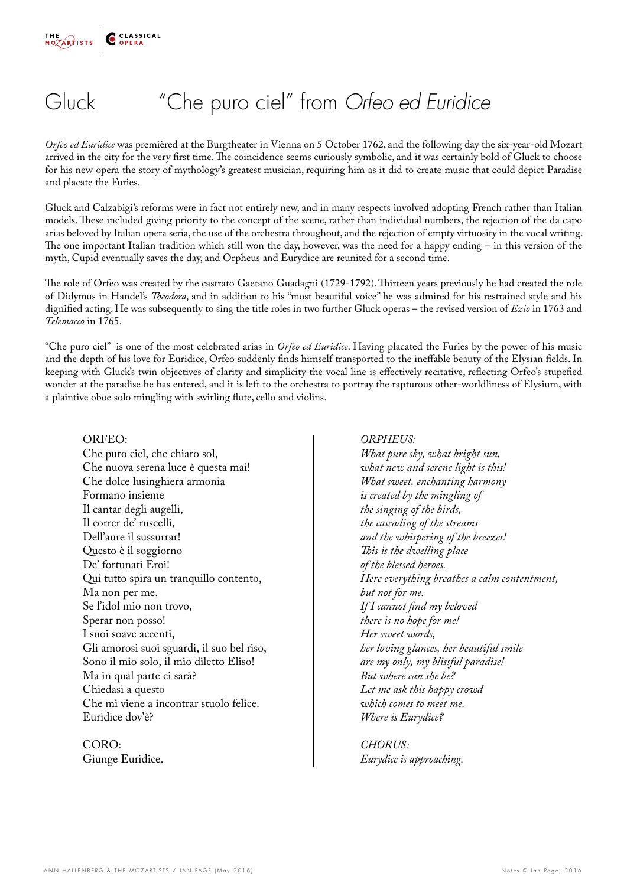# Gluck "Che puro ciel" from *Orfeo ed Euridice*

*Orfeo ed Euridice* was premièred at the Burgtheater in Vienna on 5 October 1762, and the following day the six-year-old Mozart arrived in the city for the very first time. The coincidence seems curiously symbolic, and it was certainly bold of Gluck to choose for his new opera the story of mythology's greatest musician, requiring him as it did to create music that could depict Paradise and placate the Furies.

Gluck and Calzabigi's reforms were in fact not entirely new, and in many respects involved adopting French rather than Italian models. These included giving priority to the concept of the scene, rather than individual numbers, the rejection of the da capo arias beloved by Italian opera seria, the use of the orchestra throughout, and the rejection of empty virtuosity in the vocal writing. The one important Italian tradition which still won the day, however, was the need for a happy ending – in this version of the myth, Cupid eventually saves the day, and Orpheus and Eurydice are reunited for a second time.

The role of Orfeo was created by the castrato Gaetano Guadagni (1729-1792). Thirteen years previously he had created the role of Didymus in Handel's *Theodora*, and in addition to his "most beautiful voice" he was admired for his restrained style and his dignified acting. He was subsequently to sing the title roles in two further Gluck operas – the revised version of *Ezio* in 1763 and *Telemacco* in 1765.

"Che puro ciel" is one of the most celebrated arias in *Orfeo ed Euridice*. Having placated the Furies by the power of his music and the depth of his love for Euridice, Orfeo suddenly finds himself transported to the ineffable beauty of the Elysian fields. In keeping with Gluck's twin objectives of clarity and simplicity the vocal line is effectively recitative, reflecting Orfeo's stupefied wonder at the paradise he has entered, and it is left to the orchestra to portray the rapturous other-worldliness of Elysium, with a plaintive oboe solo mingling with swirling flute, cello and violins.

ORFEO:
Che puro ciel, che chiaro sol,
Che nuova serena luce è questa mai!
Che dolce lusinghiera armonia
Formano insieme
Il cantar degli augelli,
Il correr de' ruscelli,
Dell'aure il sussurrar!
Questo è il soggiorno
De' fortunati Eroi!
Qui tutto spira un tranquillo contento,
Ma non per me.
Se l'idol mio non trovo,
Sperar non posso!
I suoi soave accenti,
Gli amorosi suoi sguardi, il suo bel riso,
Sono il mio solo, il mio diletto Eliso!
Ma in qual parte ei sarà?
Chiedasi a questo
Che mi viene a incontrar stuolo felice.
Euridice dov'è?

CORO:
Giunge Euridice.

*ORPHEUS:*
*What pure sky, what bright sun,*
*what new and serene light is this!*
*What sweet, enchanting harmony*
*is created by the mingling of*
*the singing of the birds,*
*the cascading of the streams*
*and the whispering of the breezes!*
*This is the dwelling place*
*of the blessed heroes.*
*Here everything breathes a calm contentment,*
*but not for me.*
*If I cannot find my beloved*
*there is no hope for me!*
*Her sweet words,*
*her loving glances, her beautiful smile*
*are my only, my blissful paradise!*
*But where can she be?*
*Let me ask this happy crowd*
*which comes to meet me.*
*Where is Eurydice?*

*CHORUS:*
*Eurydice is approaching.*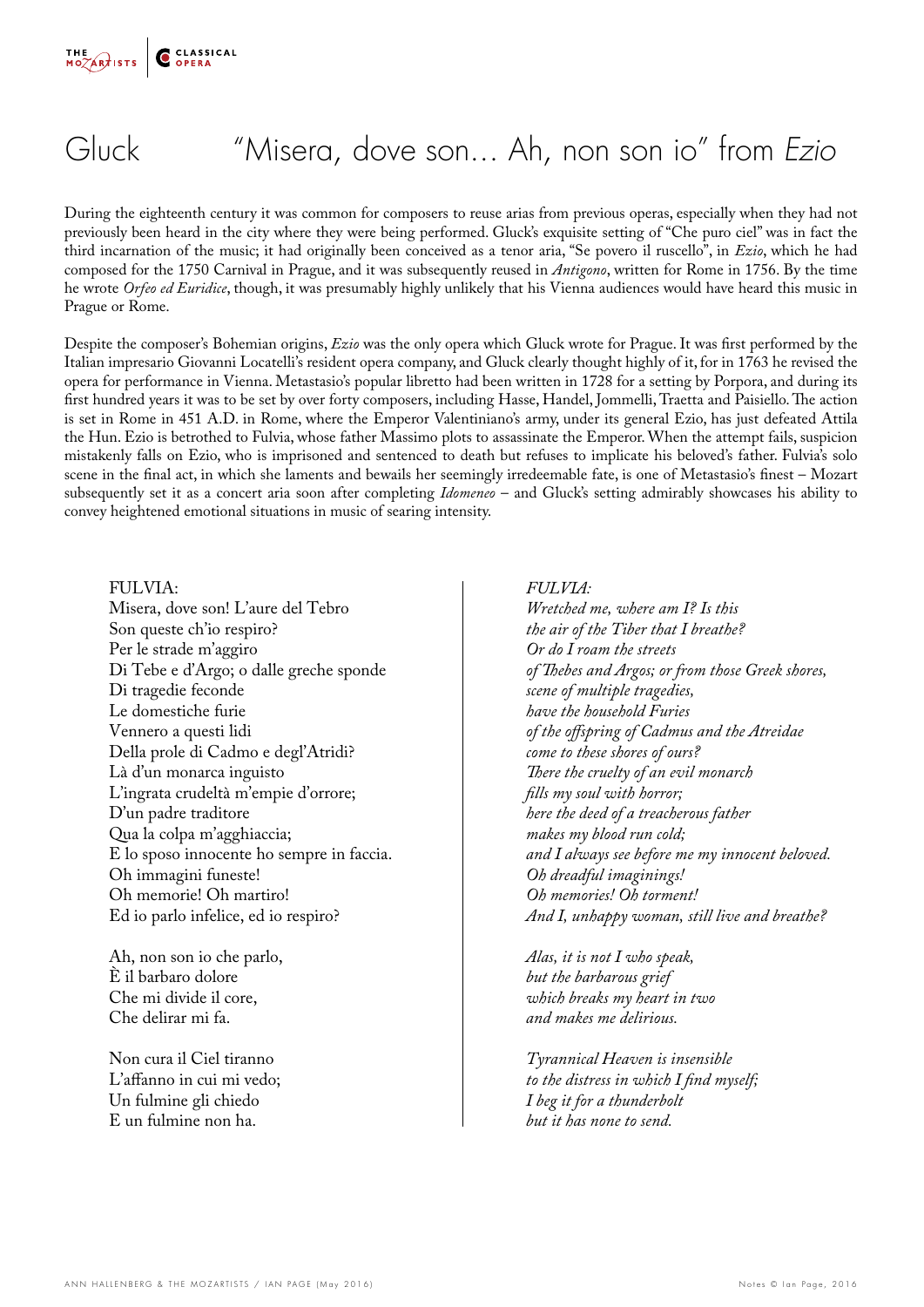# Gluck "Misera, dove son… Ah, non son io" from *Ezio*

During the eighteenth century it was common for composers to reuse arias from previous operas, especially when they had not previously been heard in the city where they were being performed. Gluck's exquisite setting of "Che puro ciel" was in fact the third incarnation of the music; it had originally been conceived as a tenor aria, "Se povero il ruscello", in *Ezio*, which he had composed for the 1750 Carnival in Prague, and it was subsequently reused in *Antigono*, written for Rome in 1756. By the time he wrote *Orfeo ed Euridice*, though, it was presumably highly unlikely that his Vienna audiences would have heard this music in Prague or Rome.

Despite the composer's Bohemian origins, *Ezio* was the only opera which Gluck wrote for Prague. It was first performed by the Italian impresario Giovanni Locatelli's resident opera company, and Gluck clearly thought highly of it, for in 1763 he revised the opera for performance in Vienna. Metastasio's popular libretto had been written in 1728 for a setting by Porpora, and during its first hundred years it was to be set by over forty composers, including Hasse, Handel, Jommelli, Traetta and Paisiello. The action is set in Rome in 451 A.D. in Rome, where the Emperor Valentiniano's army, under its general Ezio, has just defeated Attila the Hun. Ezio is betrothed to Fulvia, whose father Massimo plots to assassinate the Emperor. When the attempt fails, suspicion mistakenly falls on Ezio, who is imprisoned and sentenced to death but refuses to implicate his beloved's father. Fulvia's solo scene in the final act, in which she laments and bewails her seemingly irredeemable fate, is one of Metastasio's finest – Mozart subsequently set it as a concert aria soon after completing *Idomeneo* – and Gluck's setting admirably showcases his ability to convey heightened emotional situations in music of searing intensity.

FULVIA:
Misera, dove son! L'aure del Tebro
Son queste ch'io respiro?
Per le strade m'aggiro
Di Tebe e d'Argo; o dalle greche sponde
Di tragedie feconde
Le domestiche furie
Vennero a questi lidi
Della prole di Cadmo e degl'Atridi?
Là d'un monarca inguisto
L'ingrata crudeltà m'empie d'orrore;
D'un padre traditore
Qua la colpa m'agghiaccia;
E lo sposo innocente ho sempre in faccia.
Oh immagini funeste!
Oh memorie! Oh martiro!
Ed io parlo infelice, ed io respiro?

Ah, non son io che parlo,
È il barbaro dolore
Che mi divide il core,
Che delirar mi fa.

Non cura il Ciel tiranno
L'affanno in cui mi vedo;
Un fulmine gli chiedo
E un fulmine non ha.

*FULVIA:*
*Wretched me, where am I? Is this*
*the air of the Tiber that I breathe?*
*Or do I roam the streets*
*of Thebes and Argos; or from those Greek shores,*
*scene of multiple tragedies,*
*have the household Furies*
*of the offspring of Cadmus and the Atreidae*
*come to these shores of ours?*
*There the cruelty of an evil monarch*
*fills my soul with horror;*
*here the deed of a treacherous father*
*makes my blood run cold;*
*and I always see before me my innocent beloved.*
*Oh dreadful imaginings!*
*Oh memories! Oh torment!*
*And I, unhappy woman, still live and breathe?*

*Alas, it is not I who speak,*
*but the barbarous grief*
*which breaks my heart in two*
*and makes me delirious.*

*Tyrannical Heaven is insensible*
*to the distress in which I find myself;*
*I beg it for a thunderbolt*
*but it has none to send.*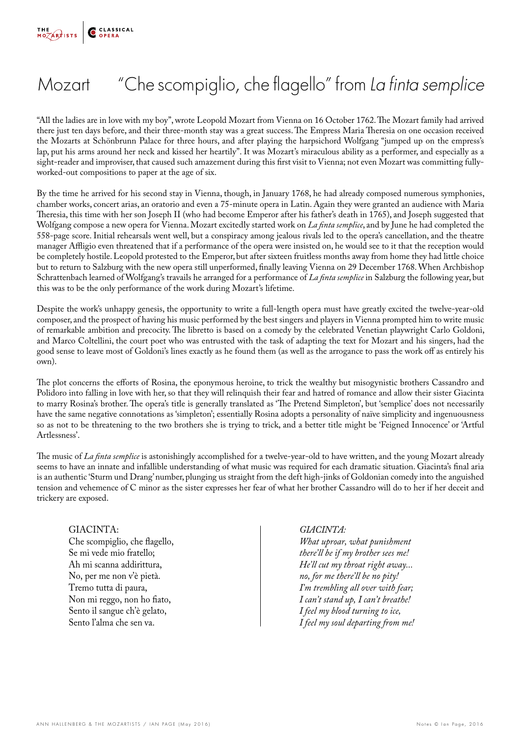# Mozart "Che scompiglio, che flagello" from *La finta semplice*

"All the ladies are in love with my boy", wrote Leopold Mozart from Vienna on 16 October 1762. The Mozart family had arrived there just ten days before, and their three-month stay was a great success. The Empress Maria Theresia on one occasion received the Mozarts at Schönbrunn Palace for three hours, and after playing the harpsichord Wolfgang "jumped up on the empress's lap, put his arms around her neck and kissed her heartily". It was Mozart's miraculous ability as a performer, and especially as a sight-reader and improviser, that caused such amazement during this first visit to Vienna; not even Mozart was committing fully-worked-out compositions to paper at the age of six.

By the time he arrived for his second stay in Vienna, though, in January 1768, he had already composed numerous symphonies, chamber works, concert arias, an oratorio and even a 75-minute opera in Latin. Again they were granted an audience with Maria Theresia, this time with her son Joseph II (who had become Emperor after his father's death in 1765), and Joseph suggested that Wolfgang compose a new opera for Vienna. Mozart excitedly started work on *La finta semplice*, and by June he had completed the 558-page score. Initial rehearsals went well, but a conspiracy among jealous rivals led to the opera's cancellation, and the theatre manager Affligio even threatened that if a performance of the opera were insisted on, he would see to it that the reception would be completely hostile. Leopold protested to the Emperor, but after sixteen fruitless months away from home they had little choice but to return to Salzburg with the new opera still unperformed, finally leaving Vienna on 29 December 1768. When Archbishop Schrattenbach learned of Wolfgang's travails he arranged for a performance of *La finta semplice* in Salzburg the following year, but this was to be the only performance of the work during Mozart's lifetime.

Despite the work's unhappy genesis, the opportunity to write a full-length opera must have greatly excited the twelve-year-old composer, and the prospect of having his music performed by the best singers and players in Vienna prompted him to write music of remarkable ambition and precocity. The libretto is based on a comedy by the celebrated Venetian playwright Carlo Goldoni, and Marco Coltellini, the court poet who was entrusted with the task of adapting the text for Mozart and his singers, had the good sense to leave most of Goldoni's lines exactly as he found them (as well as the arrogance to pass the work off as entirely his own).

The plot concerns the efforts of Rosina, the eponymous heroine, to trick the wealthy but misogynistic brothers Cassandro and Polidoro into falling in love with her, so that they will relinquish their fear and hatred of romance and allow their sister Giacinta to marry Rosina's brother. The opera's title is generally translated as 'The Pretend Simpleton', but 'semplice' does not necessarily have the same negative connotations as 'simpleton'; essentially Rosina adopts a personality of naïve simplicity and ingenuousness so as not to be threatening to the two brothers she is trying to trick, and a better title might be 'Feigned Innocence' or 'Artful Artlessness'.

The music of *La finta semplice* is astonishingly accomplished for a twelve-year-old to have written, and the young Mozart already seems to have an innate and infallible understanding of what music was required for each dramatic situation. Giacinta's final aria is an authentic 'Sturm und Drang' number, plunging us straight from the deft high-jinks of Goldonian comedy into the anguished tension and vehemence of C minor as the sister expresses her fear of what her brother Cassandro will do to her if her deceit and trickery are exposed.

GIACINTA:
Che scompiglio, che flagello,
Se mi vede mio fratello;
Ah mi scanna addirittura,
No, per me non v'è pietà.
Tremo tutta di paura,
Non mi reggo, non ho fiato,
Sento il sangue ch'è gelato,
Sento l'alma che sen va.

*GIACINTA:*
*What uproar, what punishment*
*there'll be if my brother sees me!*
*He'll cut my throat right away...*
*no, for me there'll be no pity!*
*I'm trembling all over with fear;*
*I can't stand up, I can't breathe!*
*I feel my blood turning to ice,*
*I feel my soul departing from me!*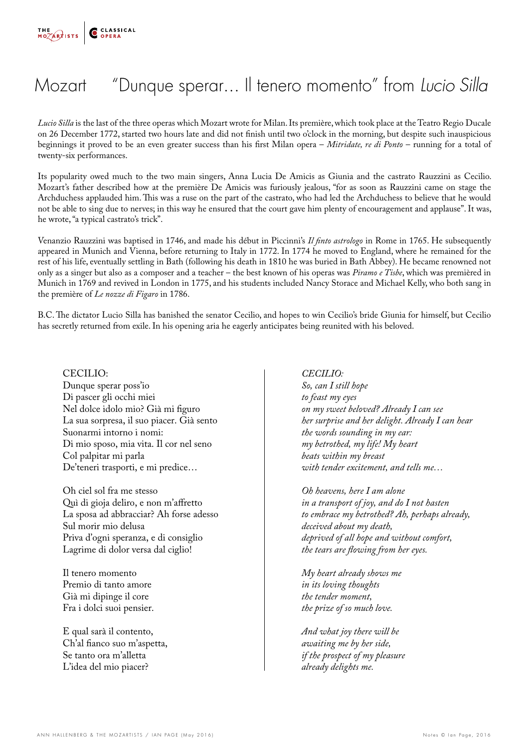# Mozart "Dunque sperar… Il tenero momento" from *Lucio Silla*

*Lucio Silla* is the last of the three operas which Mozart wrote for Milan. Its première, which took place at the Teatro Regio Ducale on 26 December 1772, started two hours late and did not finish until two o'clock in the morning, but despite such inauspicious beginnings it proved to be an even greater success than his first Milan opera – *Mitridate, re di Ponto* – running for a total of twenty-six performances.

Its popularity owed much to the two main singers, Anna Lucia De Amicis as Giunia and the castrato Rauzzini as Cecilio. Mozart's father described how at the première De Amicis was furiously jealous, "for as soon as Rauzzini came on stage the Archduchess applauded him. This was a ruse on the part of the castrato, who had led the Archduchess to believe that he would not be able to sing due to nerves; in this way he ensured that the court gave him plenty of encouragement and applause". It was, he wrote, "a typical castrato's trick".

Venanzio Rauzzini was baptised in 1746, and made his début in Piccinni's *Il finto astrologo* in Rome in 1765. He subsequently appeared in Munich and Vienna, before returning to Italy in 1772. In 1774 he moved to England, where he remained for the rest of his life, eventually settling in Bath (following his death in 1810 he was buried in Bath Abbey). He became renowned not only as a singer but also as a composer and a teacher – the best known of his operas was *Piramo e Tisbe*, which was premièred in Munich in 1769 and revived in London in 1775, and his students included Nancy Storace and Michael Kelly, who both sang in the première of *Le nozze di Figaro* in 1786.

B.C. The dictator Lucio Silla has banished the senator Cecilio, and hopes to win Cecilio's bride Giunia for himself, but Cecilio has secretly returned from exile. In his opening aria he eagerly anticipates being reunited with his beloved.

CECILIO:
Dunque sperar poss'io
Di pascer gli occhi miei
Nel dolce idolo mio? Già mi figuro
La sua sorpresa, il suo piacer. Già sento
Suonarmi intorno i nomi:
Di mio sposo, mia vita. Il cor nel seno
Col palpitar mi parla
De'teneri trasporti, e mi predice…

Oh ciel sol fra me stesso
Quì di gioja deliro, e non m'affretto
La sposa ad abbracciar? Ah forse adesso
Sul morir mio delusa
Priva d'ogni speranza, e di consiglio
Lagrime di dolor versa dal ciglio!

Il tenero momento
Premio di tanto amore
Già mi dipinge il core
Fra i dolci suoi pensier.

E qual sarà il contento,
Ch'al fianco suo m'aspetta,
Se tanto ora m'alletta
L'idea del mio piacer?

*CECILIO:*
*So, can I still hope*
*to feast my eyes*
*on my sweet beloved? Already I can see*
*her surprise and her delight. Already I can hear*
*the words sounding in my ear:*
*my betrothed, my life! My heart*
*beats within my breast*
*with tender excitement, and tells me…*

*Oh heavens, here I am alone*
*in a transport of joy, and do I not hasten*
*to embrace my betrothed? Ah, perhaps already,*
*deceived about my death,*
*deprived of all hope and without comfort,*
*the tears are flowing from her eyes.*

*My heart already shows me*
*in its loving thoughts*
*the tender moment,*
*the prize of so much love.*

*And what joy there will be*
*awaiting me by her side,*
*if the prospect of my pleasure*
*already delights me.*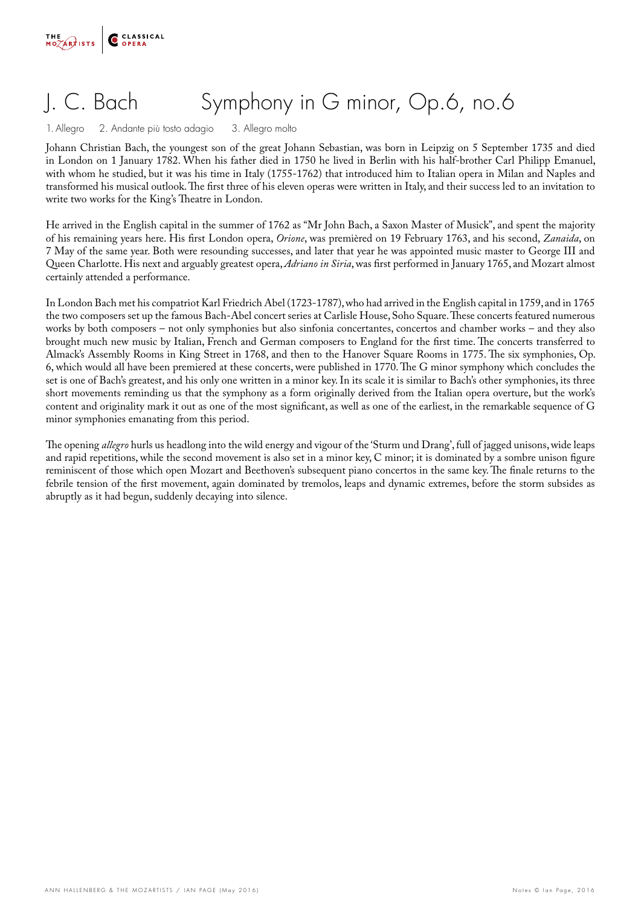# J. C. Bach Symphony in G minor, Op.6, no.6

1. Allegro 2. Andante più tosto adagio 3. Allegro molto

Johann Christian Bach, the youngest son of the great Johann Sebastian, was born in Leipzig on 5 September 1735 and died in London on 1 January 1782. When his father died in 1750 he lived in Berlin with his half-brother Carl Philipp Emanuel, with whom he studied, but it was his time in Italy (1755-1762) that introduced him to Italian opera in Milan and Naples and transformed his musical outlook. The first three of his eleven operas were written in Italy, and their success led to an invitation to write two works for the King's Theatre in London.

He arrived in the English capital in the summer of 1762 as "Mr John Bach, a Saxon Master of Musick", and spent the majority of his remaining years here. His first London opera, *Orione*, was premièred on 19 February 1763, and his second, *Zanaida*, on 7 May of the same year. Both were resounding successes, and later that year he was appointed music master to George III and Queen Charlotte. His next and arguably greatest opera, *Adriano in Siria*, was first performed in January 1765, and Mozart almost certainly attended a performance.

In London Bach met his compatriot Karl Friedrich Abel (1723-1787), who had arrived in the English capital in 1759, and in 1765 the two composers set up the famous Bach-Abel concert series at Carlisle House, Soho Square. These concerts featured numerous works by both composers – not only symphonies but also sinfonia concertantes, concertos and chamber works – and they also brought much new music by Italian, French and German composers to England for the first time. The concerts transferred to Almack's Assembly Rooms in King Street in 1768, and then to the Hanover Square Rooms in 1775. The six symphonies, Op. 6, which would all have been premiered at these concerts, were published in 1770. The G minor symphony which concludes the set is one of Bach's greatest, and his only one written in a minor key. In its scale it is similar to Bach's other symphonies, its three short movements reminding us that the symphony as a form originally derived from the Italian opera overture, but the work's content and originality mark it out as one of the most significant, as well as one of the earliest, in the remarkable sequence of G minor symphonies emanating from this period.

The opening *allegro* hurls us headlong into the wild energy and vigour of the 'Sturm und Drang', full of jagged unisons, wide leaps and rapid repetitions, while the second movement is also set in a minor key, C minor; it is dominated by a sombre unison figure reminiscent of those which open Mozart and Beethoven's subsequent piano concertos in the same key. The finale returns to the febrile tension of the first movement, again dominated by tremolos, leaps and dynamic extremes, before the storm subsides as abruptly as it had begun, suddenly decaying into silence.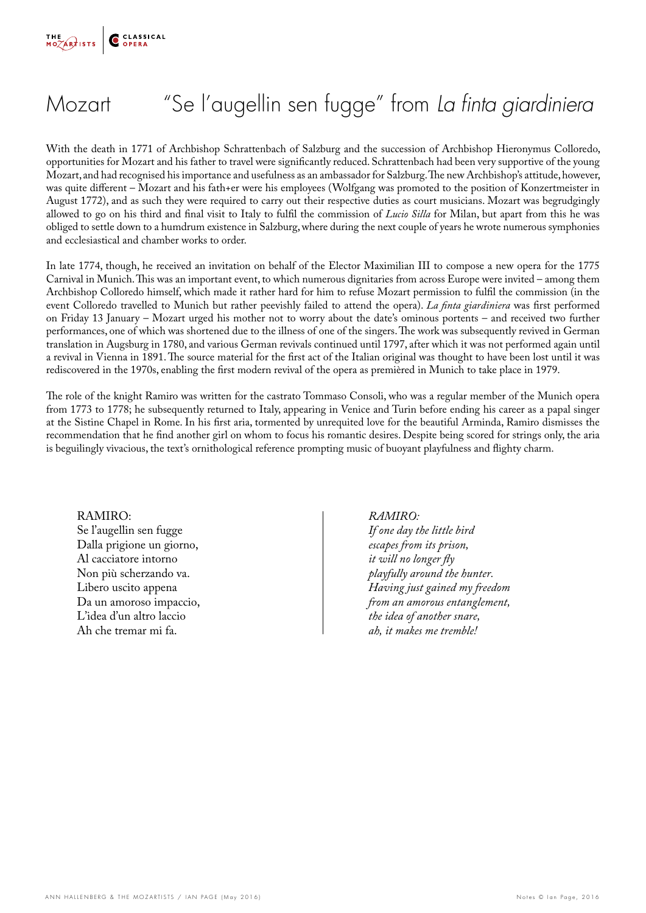# Mozart "Se l'augellin sen fugge" from *La finta giardiniera*

With the death in 1771 of Archbishop Schrattenbach of Salzburg and the succession of Archbishop Hieronymus Colloredo, opportunities for Mozart and his father to travel were significantly reduced. Schrattenbach had been very supportive of the young Mozart, and had recognised his importance and usefulness as an ambassador for Salzburg. The new Archbishop's attitude, however, was quite different – Mozart and his fath+er were his employees (Wolfgang was promoted to the position of Konzertmeister in August 1772), and as such they were required to carry out their respective duties as court musicians. Mozart was begrudgingly allowed to go on his third and final visit to Italy to fulfil the commission of *Lucio Silla* for Milan, but apart from this he was obliged to settle down to a humdrum existence in Salzburg, where during the next couple of years he wrote numerous symphonies and ecclesiastical and chamber works to order.

In late 1774, though, he received an invitation on behalf of the Elector Maximilian III to compose a new opera for the 1775 Carnival in Munich. This was an important event, to which numerous dignitaries from across Europe were invited – among them Archbishop Colloredo himself, which made it rather hard for him to refuse Mozart permission to fulfil the commission (in the event Colloredo travelled to Munich but rather peevishly failed to attend the opera). *La finta giardiniera* was first performed on Friday 13 January – Mozart urged his mother not to worry about the date's ominous portents – and received two further performances, one of which was shortened due to the illness of one of the singers. The work was subsequently revived in German translation in Augsburg in 1780, and various German revivals continued until 1797, after which it was not performed again until a revival in Vienna in 1891. The source material for the first act of the Italian original was thought to have been lost until it was rediscovered in the 1970s, enabling the first modern revival of the opera as premièred in Munich to take place in 1979.

The role of the knight Ramiro was written for the castrato Tommaso Consoli, who was a regular member of the Munich opera from 1773 to 1778; he subsequently returned to Italy, appearing in Venice and Turin before ending his career as a papal singer at the Sistine Chapel in Rome. In his first aria, tormented by unrequited love for the beautiful Arminda, Ramiro dismisses the recommendation that he find another girl on whom to focus his romantic desires. Despite being scored for strings only, the aria is beguilingly vivacious, the text's ornithological reference prompting music of buoyant playfulness and flighty charm.

RAMIRO:
Se l'augellin sen fugge
Dalla prigione un giorno,
Al cacciatore intorno
Non più scherzando va.
Libero uscito appena
Da un amoroso impaccio,
L'idea d'un altro laccio
Ah che tremar mi fa.

*RAMIRO:*
*If one day the little bird*
*escapes from its prison,*
*it will no longer fly*
*playfully around the hunter.*
*Having just gained my freedom*
*from an amorous entanglement,*
*the idea of another snare,*
*ah, it makes me tremble!*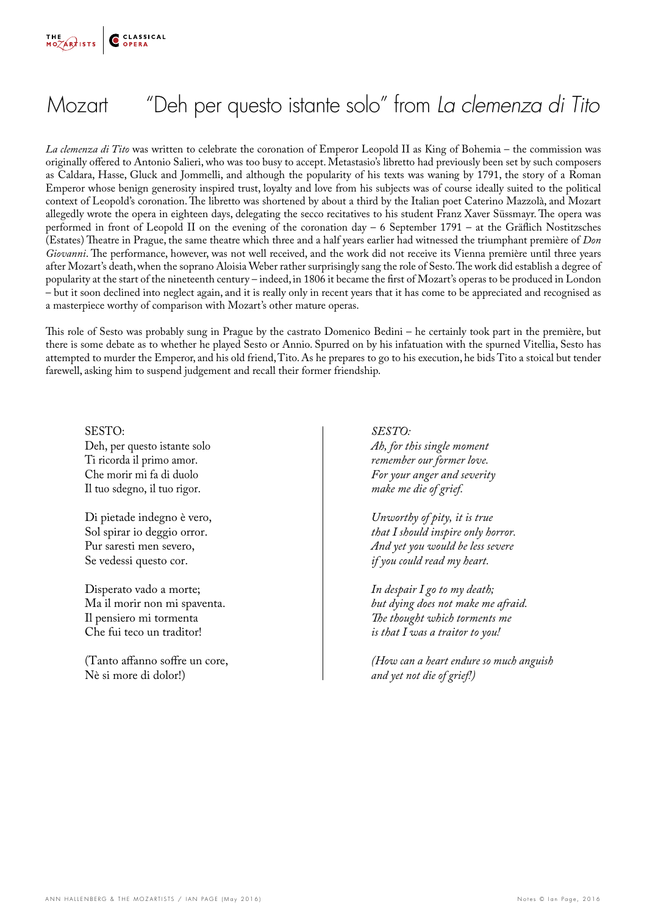# Mozart "Deh per questo istante solo" from *La clemenza di Tito*

*La clemenza di Tito* was written to celebrate the coronation of Emperor Leopold II as King of Bohemia – the commission was originally offered to Antonio Salieri, who was too busy to accept. Metastasio's libretto had previously been set by such composers as Caldara, Hasse, Gluck and Jommelli, and although the popularity of his texts was waning by 1791, the story of a Roman Emperor whose benign generosity inspired trust, loyalty and love from his subjects was of course ideally suited to the political context of Leopold's coronation. The libretto was shortened by about a third by the Italian poet Caterino Mazzolà, and Mozart allegedly wrote the opera in eighteen days, delegating the secco recitatives to his student Franz Xaver Süssmayr. The opera was performed in front of Leopold II on the evening of the coronation day – 6 September 1791 – at the Gräflich Nostitzsches (Estates) Theatre in Prague, the same theatre which three and a half years earlier had witnessed the triumphant première of *Don Giovanni*. The performance, however, was not well received, and the work did not receive its Vienna première until three years after Mozart's death, when the soprano Aloisia Weber rather surprisingly sang the role of Sesto. The work did establish a degree of popularity at the start of the nineteenth century – indeed, in 1806 it became the first of Mozart's operas to be produced in London – but it soon declined into neglect again, and it is really only in recent years that it has come to be appreciated and recognised as a masterpiece worthy of comparison with Mozart's other mature operas.

This role of Sesto was probably sung in Prague by the castrato Domenico Bedini – he certainly took part in the première, but there is some debate as to whether he played Sesto or Annio. Spurred on by his infatuation with the spurned Vitellia, Sesto has attempted to murder the Emperor, and his old friend, Tito. As he prepares to go to his execution, he bids Tito a stoical but tender farewell, asking him to suspend judgement and recall their former friendship.

SESTO:
Deh, per questo istante solo
Ti ricorda il primo amor.
Che morir mi fa di duolo
Il tuo sdegno, il tuo rigor.

Di pietade indegno è vero,
Sol spirar io deggio orror.
Pur saresti men severo,
Se vedessi questo cor.

Disperato vado a morte;
Ma il morir non mi spaventa.
Il pensiero mi tormenta
Che fui teco un traditor!

(Tanto affanno soffre un core,
Nè si more di dolor!)

*SESTO:*
*Ah, for this single moment*
*remember our former love.*
*For your anger and severity*
*make me die of grief.*

*Unworthy of pity, it is true*
*that I should inspire only horror.*
*And yet you would be less severe*
*if you could read my heart.*

*In despair I go to my death;*
*but dying does not make me afraid.*
*The thought which torments me*
*is that I was a traitor to you!*

*(How can a heart endure so much anguish*
*and yet not die of grief!)*